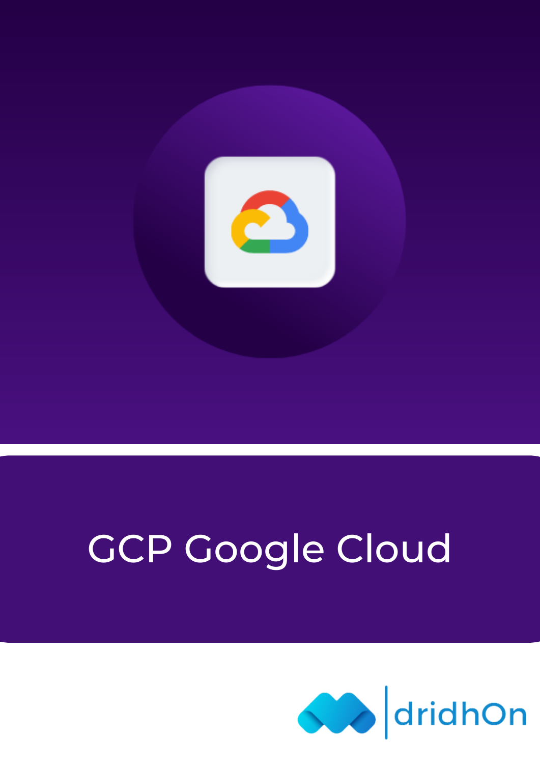# GCP Google Cloud

dridhOn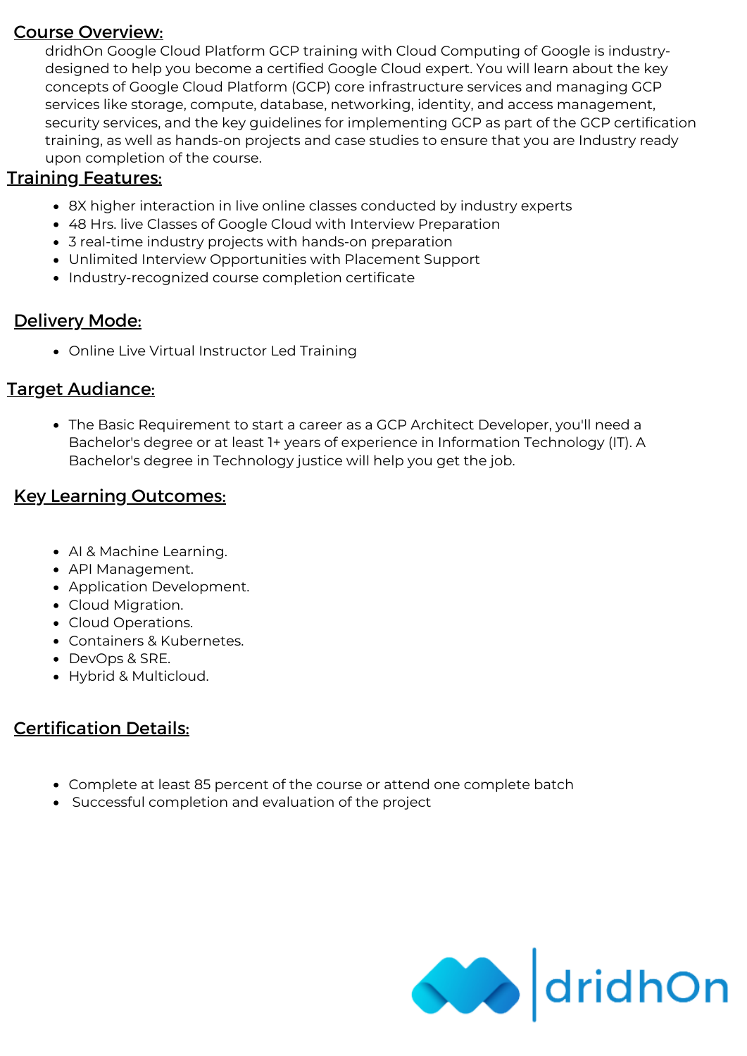## Course Overview:

dridhOn Google Cloud Platform GCP training with Cloud Computing of Google is industry-designed to help you become a certified Google Cloud expert. You will learn about the key concepts of Google Cloud Platform (GCP) core infrastructure services and managing GCP services like storage, compute, database, networking, identity, and access management, security services, and the key guidelines for implementing GCP as part of the GCP certification training, as well as hands-on projects and case studies to ensure that you are Industry ready upon completion of the course.

## Training Features:

- 8X higher interaction in live online classes conducted by industry experts
- 48 Hrs. live Classes of Google Cloud with Interview Preparation
- 3 real-time industry projects with hands-on preparation
- Unlimited Interview Opportunities with Placement Support
- Industry-recognized course completion certificate

## Delivery Mode:

- Online Live Virtual Instructor Led Training

## Target Audiance:

- The Basic Requirement to start a career as a GCP Architect Developer, you'll need a Bachelor's degree or at least 1+ years of experience in Information Technology (IT). A Bachelor's degree in Technology justice will help you get the job.

## Key Learning Outcomes:

- AI & Machine Learning.
- API Management.
- Application Development.
- Cloud Migration.
- Cloud Operations.
- Containers & Kubernetes.
- DevOps & SRE.
- Hybrid & Multicloud.

## Certification Details:

- Complete at least 85 percent of the course or attend one complete batch
- Successful completion and evaluation of the project

dridhOn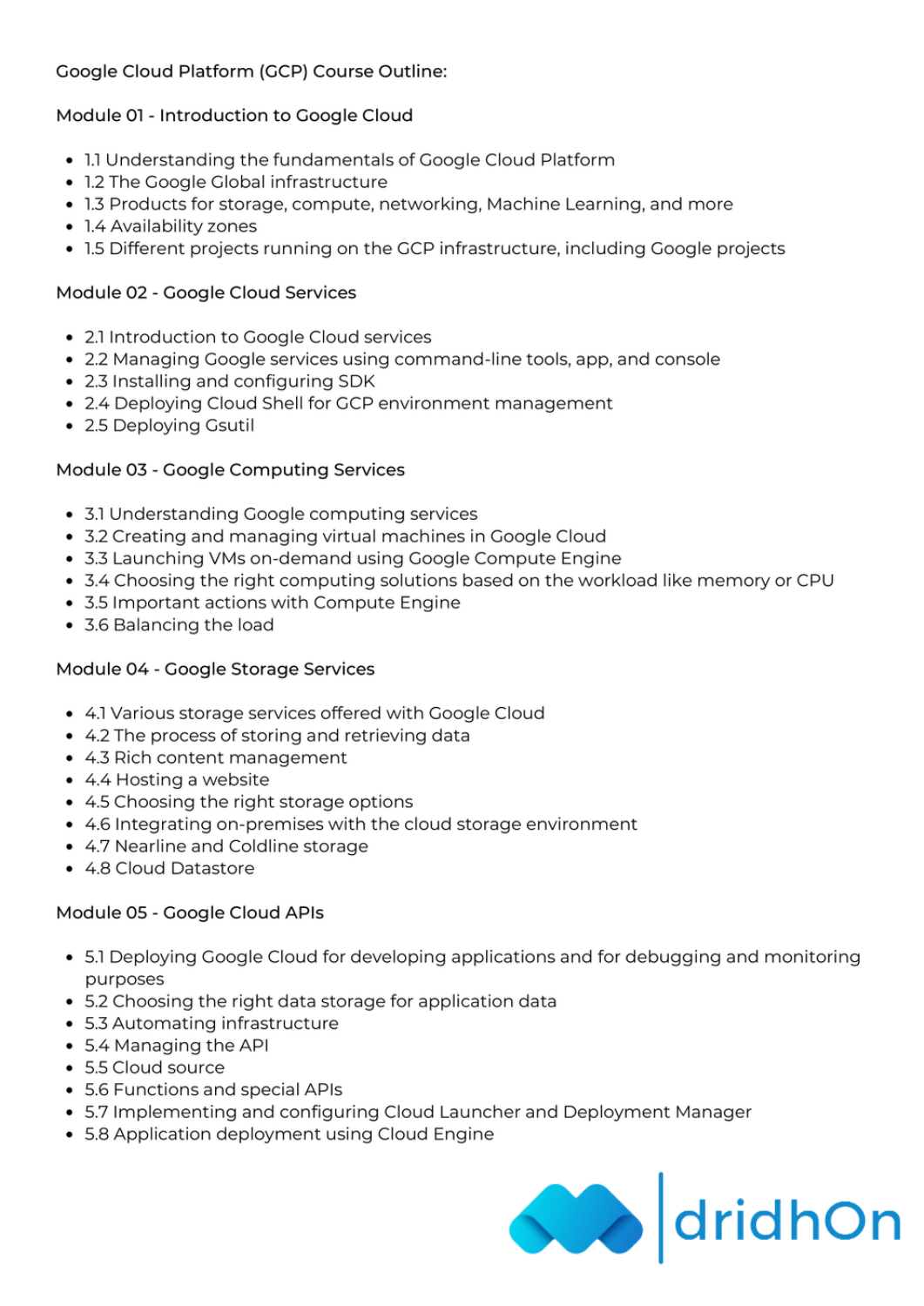Google Cloud Platform (GCP) Course Outline:

## Module 01 - Introduction to Google Cloud

- 1.1 Understanding the fundamentals of Google Cloud Platform
- 1.2 The Google Global infrastructure
- 1.3 Products for storage, compute, networking, Machine Learning, and more
- 1.4 Availability zones
- 1.5 Different projects running on the GCP infrastructure, including Google projects

## Module 02 - Google Cloud Services

- 2.1 Introduction to Google Cloud services
- 2.2 Managing Google services using command-line tools, app, and console
- 2.3 Installing and configuring SDK
- 2.4 Deploying Cloud Shell for GCP environment management
- 2.5 Deploying Gsutil

## Module 03 - Google Computing Services

- 3.1 Understanding Google computing services
- 3.2 Creating and managing virtual machines in Google Cloud
- 3.3 Launching VMs on-demand using Google Compute Engine
- 3.4 Choosing the right computing solutions based on the workload like memory or CPU
- 3.5 Important actions with Compute Engine
- 3.6 Balancing the load

## Module 04 - Google Storage Services

- 4.1 Various storage services offered with Google Cloud
- 4.2 The process of storing and retrieving data
- 4.3 Rich content management
- 4.4 Hosting a website
- 4.5 Choosing the right storage options
- 4.6 Integrating on-premises with the cloud storage environment
- 4.7 Nearline and Coldline storage
- 4.8 Cloud Datastore

## Module 05 - Google Cloud APIs

- 5.1 Deploying Google Cloud for developing applications and for debugging and monitoring purposes
- 5.2 Choosing the right data storage for application data
- 5.3 Automating infrastructure
- 5.4 Managing the API
- 5.5 Cloud source
- 5.6 Functions and special APIs
- 5.7 Implementing and configuring Cloud Launcher and Deployment Manager
- 5.8 Application deployment using Cloud Engine

dridhOn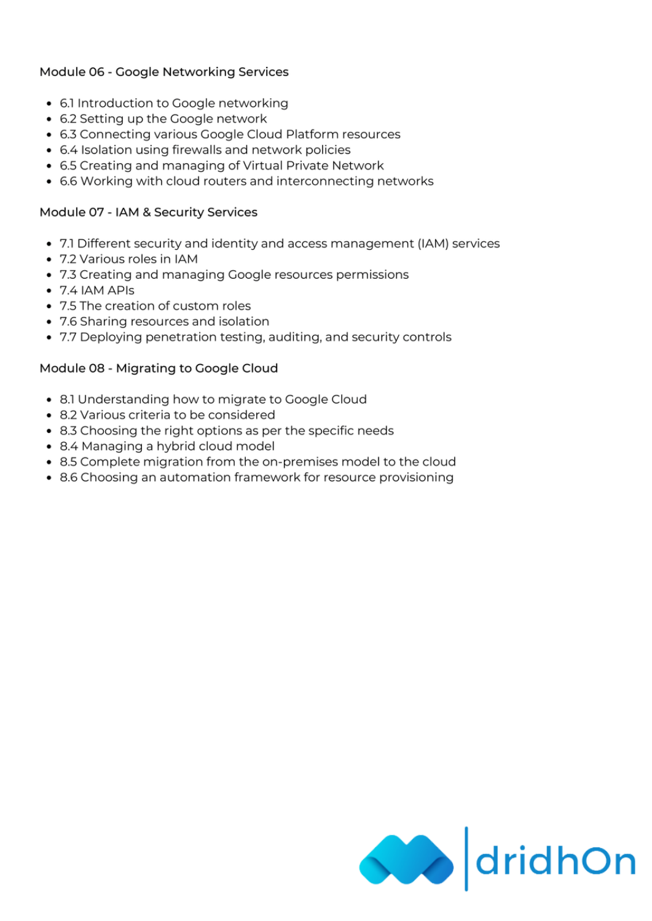Module 06 - Google Networking Services

- 6.1 Introduction to Google networking
- 6.2 Setting up the Google network
- 6.3 Connecting various Google Cloud Platform resources
- 6.4 Isolation using firewalls and network policies
- 6.5 Creating and managing of Virtual Private Network
- 6.6 Working with cloud routers and interconnecting networks

Module 07 - IAM & Security Services

- 7.1 Different security and identity and access management (IAM) services
- 7.2 Various roles in IAM
- 7.3 Creating and managing Google resources permissions
- 7.4 IAM APIs
- 7.5 The creation of custom roles
- 7.6 Sharing resources and isolation
- 7.7 Deploying penetration testing, auditing, and security controls

Module 08 - Migrating to Google Cloud

- 8.1 Understanding how to migrate to Google Cloud
- 8.2 Various criteria to be considered
- 8.3 Choosing the right options as per the specific needs
- 8.4 Managing a hybrid cloud model
- 8.5 Complete migration from the on-premises model to the cloud
- 8.6 Choosing an automation framework for resource provisioning